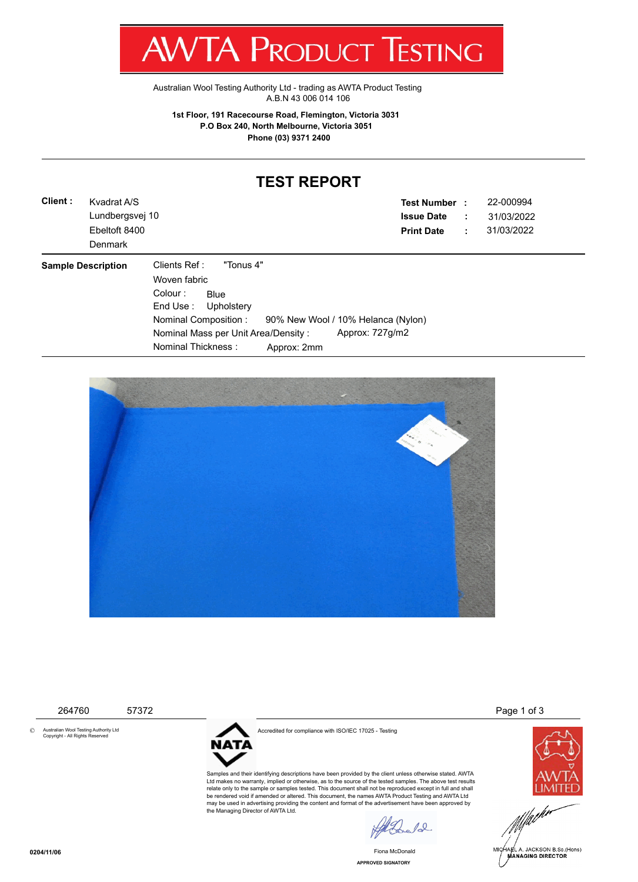# AWTA PRODUCT TESTING

Australian Wool Testing Authority Ltd - trading as AWTA Product Testing
A.B.N 43 006 014 106

**1st Floor, 191 Racecourse Road, Flemington, Victoria 3031**
**P.O Box 240, North Melbourne, Victoria 3051**
**Phone (03) 9371 2400**

## TEST REPORT

**Client :** Kvadrat A/S
Lundbergsvej 10
Ebeltoft 8400
Denmark

**Test Number :** 22-000994
**Issue Date :** 31/03/2022
**Print Date :** 31/03/2022

**Sample Description**

Clients Ref : "Tonus 4"
Woven fabric
Colour : Blue
End Use : Upholstery
Nominal Composition : 90% New Wool / 10% Helanca (Nylon)
Nominal Mass per Unit Area/Density : Approx: 727g/m2
Nominal Thickness : Approx: 2mm

264760 57372

© Australian Wool Testing Authority Ltd
Copyright - All Rights Reserved

NATA

Accredited for compliance with ISO/IEC 17025 - Testing

Samples and their identifying descriptions have been provided by the client unless otherwise stated. AWTA Ltd makes no warranty, implied or otherwise, as to the source of the tested samples. The above test results relate only to the sample or samples tested. This document shall not be reproduced except in full and shall be rendered void if amended or altered. This document, the names AWTA Product Testing and AWTA Ltd may be used in advertising providing the content and format of the advertisement have been approved by the Managing Director of AWTA Ltd.

AWTA LIMITED

Fiona McDonald
APPROVED SIGNATORY

MICHAEL A. JACKSON B.Sc.(Hons)
MANAGING DIRECTOR

0204/11/06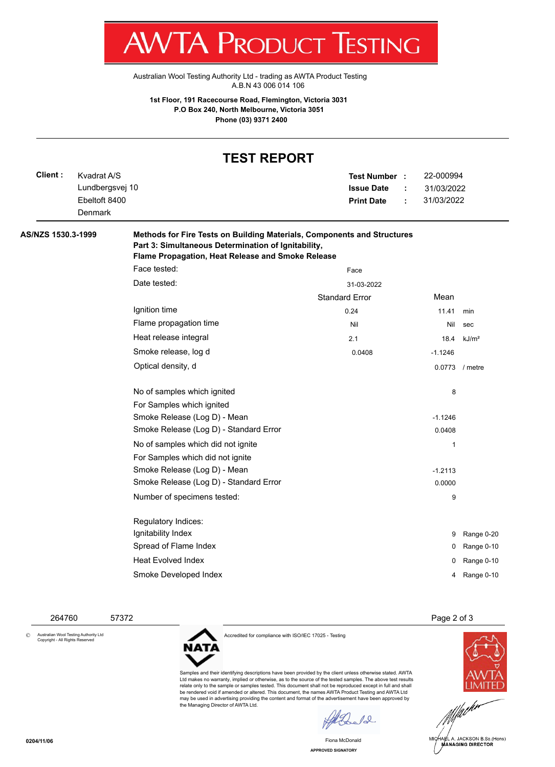# AWTA PRODUCT TESTING

Australian Wool Testing Authority Ltd - trading as AWTA Product Testing
A.B.N 43 006 014 106

**1st Floor, 191 Racecourse Road, Flemington, Victoria 3031**
**P.O Box 240, North Melbourne, Victoria 3051**
**Phone (03) 9371 2400**

## TEST REPORT

**Client :** Kvadrat A/S
Lundbergsvej 10
Ebeltoft 8400
Denmark

**Test Number :** 22-000994
**Issue Date :** 31/03/2022
**Print Date :** 31/03/2022

**AS/NZS 1530.3-1999** — **Methods for Fire Tests on Building Materials, Components and Structures**
**Part 3: Simultaneous Determination of Ignitability,**
**Flame Propagation, Heat Release and Smoke Release**

| | | | |
|---|---|---|---|
| Face tested: | Face | | |
| Date tested: | 31-03-2022 | | |
| | Standard Error | Mean | |
| Ignition time | 0.24 | 11.41 | min |
| Flame propagation time | Nil | Nil | sec |
| Heat release integral | 2.1 | 18.4 | kJ/m² |
| Smoke release, log d | 0.0408 | -1.1246 | |
| Optical density, d | | 0.0773 | / metre |

| | |
|---|---|
| No of samples which ignited | 8 |
| For Samples which ignited | |
| Smoke Release (Log D) - Mean | -1.1246 |
| Smoke Release (Log D) - Standard Error | 0.0408 |
| No of samples which did not ignite | 1 |
| For Samples which did not ignite | |
| Smoke Release (Log D) - Mean | -1.2113 |
| Smoke Release (Log D) - Standard Error | 0.0000 |
| Number of specimens tested: | 9 |

| Regulatory Indices: | | |
|---|---|---|
| Ignitability Index | 9 | Range 0-20 |
| Spread of Flame Index | 0 | Range 0-10 |
| Heat Evolved Index | 0 | Range 0-10 |
| Smoke Developed Index | 4 | Range 0-10 |

264760 57372

© Australian Wool Testing Authority Ltd Copyright - All Rights Reserved

Accredited for compliance with ISO/IEC 17025 - Testing

Samples and their identifying descriptions have been provided by the client unless otherwise stated. AWTA Ltd makes no warranty, implied or otherwise, as to the source of the tested samples. The above test results relate only to the sample or samples tested. This document shall not be reproduced except in full and shall be rendered void if amended or altered. This document, the names AWTA Product Testing and AWTA Ltd may be used in advertising providing the content and format of the advertisement have been approved by the Managing Director of AWTA Ltd.

Fiona McDonald
APPROVED SIGNATORY

MICHAEL A. JACKSON B.Sc.(Hons)
MANAGING DIRECTOR

0204/11/06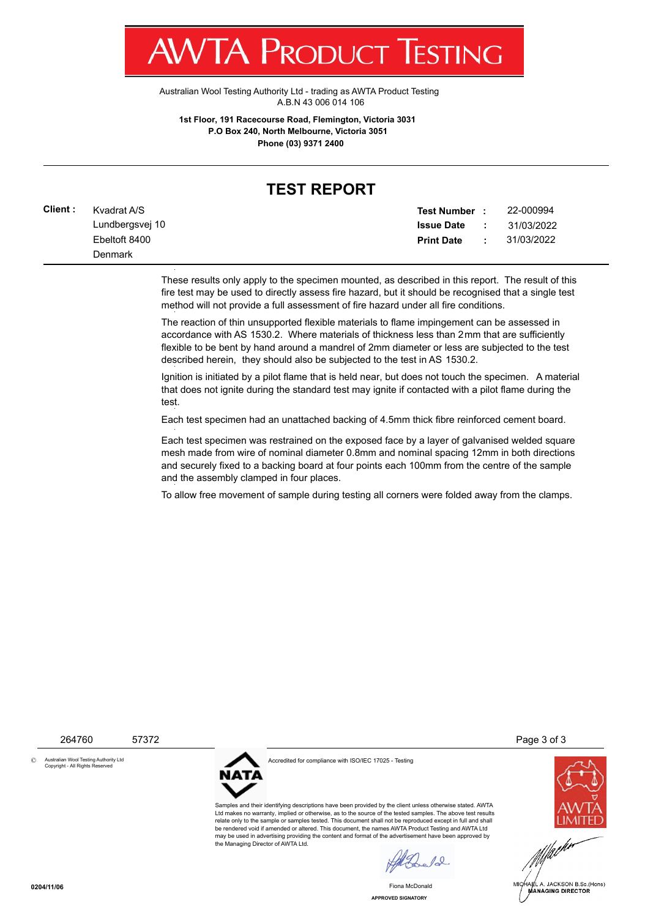# AWTA PRODUCT TESTING

Australian Wool Testing Authority Ltd - trading as AWTA Product Testing
A.B.N 43 006 014 106

**1st Floor, 191 Racecourse Road, Flemington, Victoria 3031**
**P.O Box 240, North Melbourne, Victoria 3051**
**Phone (03) 9371 2400**

## TEST REPORT

| | | | | |
|---|---|---|---|---|
| **Client :** | Kvadrat A/S | **Test Number** | **:** | 22-000994 |
| | Lundbergsvej 10 | **Issue Date** | **:** | 31/03/2022 |
| | Ebeltoft 8400 | **Print Date** | **:** | 31/03/2022 |
| | Denmark | | | |

These results only apply to the specimen mounted, as described in this report. The result of this fire test may be used to directly assess fire hazard, but it should be recognised that a single test method will not provide a full assessment of fire hazard under all fire conditions.

The reaction of thin unsupported flexible materials to flame impingement can be assessed in accordance with AS 1530.2. Where materials of thickness less than 2 mm that are sufficiently flexible to be bent by hand around a mandrel of 2mm diameter or less are subjected to the test described herein, they should also be subjected to the test in AS 1530.2.

Ignition is initiated by a pilot flame that is held near, but does not touch the specimen. A material that does not ignite during the standard test may ignite if contacted with a pilot flame during the test.

Each test specimen had an unattached backing of 4.5mm thick fibre reinforced cement board.

Each test specimen was restrained on the exposed face by a layer of galvanised welded square mesh made from wire of nominal diameter 0.8mm and nominal spacing 12mm in both directions and securely fixed to a backing board at four points each 100mm from the centre of the sample and the assembly clamped in four places.

To allow free movement of sample during testing all corners were folded away from the clamps.

264760 57372

© Australian Wool Testing Authority Ltd
Copyright - All Rights Reserved

NATA

Accredited for compliance with ISO/IEC 17025 - Testing

Samples and their identifying descriptions have been provided by the client unless otherwise stated. AWTA Ltd makes no warranty, implied or otherwise, as to the source of the tested samples. The above test results relate only to the sample or samples tested. This document shall not be reproduced except in full and shall be rendered void if amended or altered. This document, the names AWTA Product Testing and AWTA Ltd may be used in advertising providing the content and format of the advertisement have been approved by the Managing Director of AWTA Ltd.

Fiona McDonald
APPROVED SIGNATORY

AWTA LIMITED

MICHAEL A. JACKSON B.Sc.(Hons)
MANAGING DIRECTOR

0204/11/06